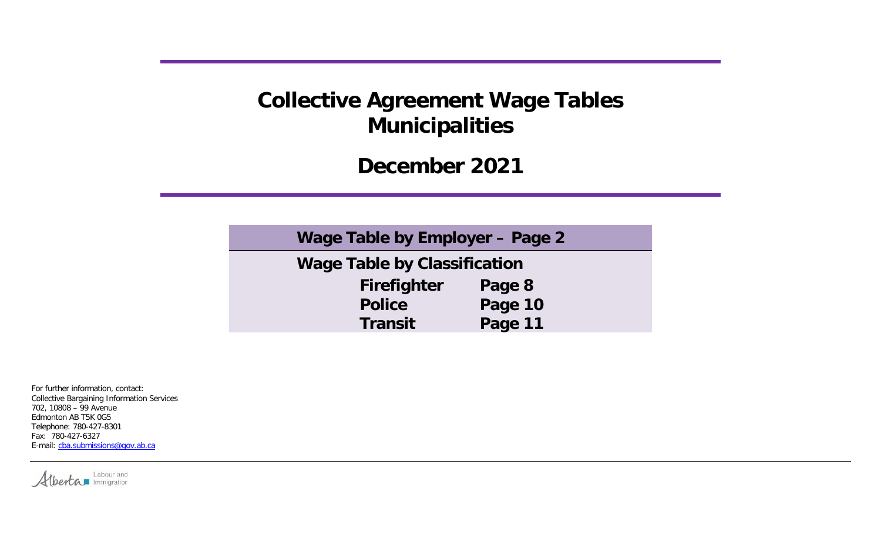# Collective Agreement Wage Tables Municipalities

## December 2021

| Wage Table by Employer – Page 2 | |
|---|---|
| **Wage Table by Classification** | |
| Firefighter | Page 8 |
| Police | Page 10 |
| Transit | Page 11 |

For further information, contact:
Collective Bargaining Information Services
702, 10808 – 99 Avenue
Edmonton AB T5K 0G5
Telephone: 780-427-8301
Fax: 780-427-6327
E-mail: cba.submissions@gov.ab.ca

Alberta Labour and Immigration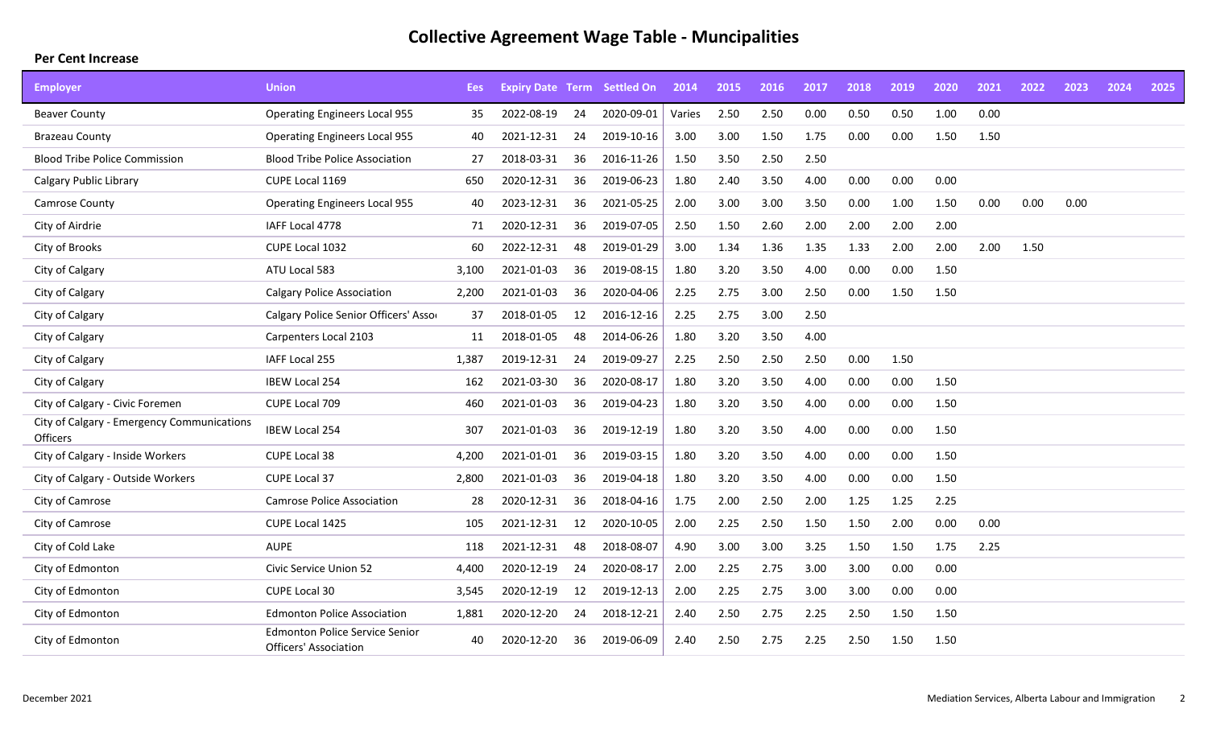# Collective Agreement Wage Table - Muncipalities

**Per Cent Increase**

| Employer | Union | Ees | Expiry Date | Term | Settled On | 2014 | 2015 | 2016 | 2017 | 2018 | 2019 | 2020 | 2021 | 2022 | 2023 | 2024 | 2025 |
|---|---|---|---|---|---|---|---|---|---|---|---|---|---|---|---|---|---|
| Beaver County | Operating Engineers Local 955 | 35 | 2022-08-19 | 24 | 2020-09-01 | Varies | 2.50 | 2.50 | 0.00 | 0.50 | 0.50 | 1.00 | 0.00 | | | | |
| Brazeau County | Operating Engineers Local 955 | 40 | 2021-12-31 | 24 | 2019-10-16 | 3.00 | 3.00 | 1.50 | 1.75 | 0.00 | 0.00 | 1.50 | 1.50 | | | | |
| Blood Tribe Police Commission | Blood Tribe Police Association | 27 | 2018-03-31 | 36 | 2016-11-26 | 1.50 | 3.50 | 2.50 | 2.50 | | | | | | | | |
| Calgary Public Library | CUPE Local 1169 | 650 | 2020-12-31 | 36 | 2019-06-23 | 1.80 | 2.40 | 3.50 | 4.00 | 0.00 | 0.00 | 0.00 | | | | | |
| Camrose County | Operating Engineers Local 955 | 40 | 2023-12-31 | 36 | 2021-05-25 | 2.00 | 3.00 | 3.00 | 3.50 | 0.00 | 1.00 | 1.50 | 0.00 | 0.00 | 0.00 | | |
| City of Airdrie | IAFF Local 4778 | 71 | 2020-12-31 | 36 | 2019-07-05 | 2.50 | 1.50 | 2.60 | 2.00 | 2.00 | 2.00 | 2.00 | | | | | |
| City of Brooks | CUPE Local 1032 | 60 | 2022-12-31 | 48 | 2019-01-29 | 3.00 | 1.34 | 1.36 | 1.35 | 1.33 | 2.00 | 2.00 | 2.00 | 1.50 | | | |
| City of Calgary | ATU Local 583 | 3,100 | 2021-01-03 | 36 | 2019-08-15 | 1.80 | 3.20 | 3.50 | 4.00 | 0.00 | 0.00 | 1.50 | | | | | |
| City of Calgary | Calgary Police Association | 2,200 | 2021-01-03 | 36 | 2020-04-06 | 2.25 | 2.75 | 3.00 | 2.50 | 0.00 | 1.50 | 1.50 | | | | | |
| City of Calgary | Calgary Police Senior Officers' Asso | 37 | 2018-01-05 | 12 | 2016-12-16 | 2.25 | 2.75 | 3.00 | 2.50 | | | | | | | | |
| City of Calgary | Carpenters Local 2103 | 11 | 2018-01-05 | 48 | 2014-06-26 | 1.80 | 3.20 | 3.50 | 4.00 | | | | | | | | |
| City of Calgary | IAFF Local 255 | 1,387 | 2019-12-31 | 24 | 2019-09-27 | 2.25 | 2.50 | 2.50 | 2.50 | 0.00 | 1.50 | | | | | | |
| City of Calgary | IBEW Local 254 | 162 | 2021-03-30 | 36 | 2020-08-17 | 1.80 | 3.20 | 3.50 | 4.00 | 0.00 | 0.00 | 1.50 | | | | | |
| City of Calgary - Civic Foremen | CUPE Local 709 | 460 | 2021-01-03 | 36 | 2019-04-23 | 1.80 | 3.20 | 3.50 | 4.00 | 0.00 | 0.00 | 1.50 | | | | | |
| City of Calgary - Emergency Communications Officers | IBEW Local 254 | 307 | 2021-01-03 | 36 | 2019-12-19 | 1.80 | 3.20 | 3.50 | 4.00 | 0.00 | 0.00 | 1.50 | | | | | |
| City of Calgary - Inside Workers | CUPE Local 38 | 4,200 | 2021-01-01 | 36 | 2019-03-15 | 1.80 | 3.20 | 3.50 | 4.00 | 0.00 | 0.00 | 1.50 | | | | | |
| City of Calgary - Outside Workers | CUPE Local 37 | 2,800 | 2021-01-03 | 36 | 2019-04-18 | 1.80 | 3.20 | 3.50 | 4.00 | 0.00 | 0.00 | 1.50 | | | | | |
| City of Camrose | Camrose Police Association | 28 | 2020-12-31 | 36 | 2018-04-16 | 1.75 | 2.00 | 2.50 | 2.00 | 1.25 | 1.25 | 2.25 | | | | | |
| City of Camrose | CUPE Local 1425 | 105 | 2021-12-31 | 12 | 2020-10-05 | 2.00 | 2.25 | 2.50 | 1.50 | 1.50 | 2.00 | 0.00 | 0.00 | | | | |
| City of Cold Lake | AUPE | 118 | 2021-12-31 | 48 | 2018-08-07 | 4.90 | 3.00 | 3.00 | 3.25 | 1.50 | 1.50 | 1.75 | 2.25 | | | | |
| City of Edmonton | Civic Service Union 52 | 4,400 | 2020-12-19 | 24 | 2020-08-17 | 2.00 | 2.25 | 2.75 | 3.00 | 3.00 | 0.00 | 0.00 | | | | | |
| City of Edmonton | CUPE Local 30 | 3,545 | 2020-12-19 | 12 | 2019-12-13 | 2.00 | 2.25 | 2.75 | 3.00 | 3.00 | 0.00 | 0.00 | | | | | |
| City of Edmonton | Edmonton Police Association | 1,881 | 2020-12-20 | 24 | 2018-12-21 | 2.40 | 2.50 | 2.75 | 2.25 | 2.50 | 1.50 | 1.50 | | | | | |
| City of Edmonton | Edmonton Police Service Senior Officers' Association | 40 | 2020-12-20 | 36 | 2019-06-09 | 2.40 | 2.50 | 2.75 | 2.25 | 2.50 | 1.50 | 1.50 | | | | | |

December 2021 — Mediation Services, Alberta Labour and Immigration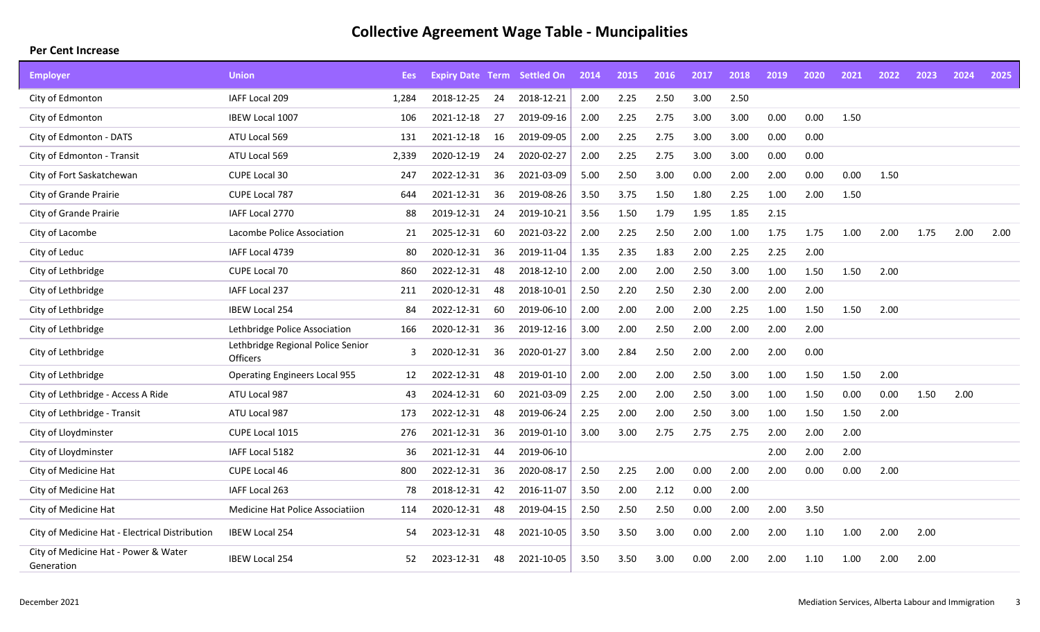# Collective Agreement Wage Table - Muncipalities

**Per Cent Increase**

| Employer | Union | Ees | Expiry Date | Term | Settled On | 2014 | 2015 | 2016 | 2017 | 2018 | 2019 | 2020 | 2021 | 2022 | 2023 | 2024 | 2025 |
|---|---|---|---|---|---|---|---|---|---|---|---|---|---|---|---|---|---|
| City of Edmonton | IAFF Local 209 | 1,284 | 2018-12-25 | 24 | 2018-12-21 | 2.00 | 2.25 | 2.50 | 3.00 | 2.50 | | | | | | | |
| City of Edmonton | IBEW Local 1007 | 106 | 2021-12-18 | 27 | 2019-09-16 | 2.00 | 2.25 | 2.75 | 3.00 | 3.00 | 0.00 | 0.00 | 1.50 | | | | |
| City of Edmonton - DATS | ATU Local 569 | 131 | 2021-12-18 | 16 | 2019-09-05 | 2.00 | 2.25 | 2.75 | 3.00 | 3.00 | 0.00 | 0.00 | | | | | |
| City of Edmonton - Transit | ATU Local 569 | 2,339 | 2020-12-19 | 24 | 2020-02-27 | 2.00 | 2.25 | 2.75 | 3.00 | 3.00 | 0.00 | 0.00 | | | | | |
| City of Fort Saskatchewan | CUPE Local 30 | 247 | 2022-12-31 | 36 | 2021-03-09 | 5.00 | 2.50 | 3.00 | 0.00 | 2.00 | 2.00 | 0.00 | 0.00 | 1.50 | | | |
| City of Grande Prairie | CUPE Local 787 | 644 | 2021-12-31 | 36 | 2019-08-26 | 3.50 | 3.75 | 1.50 | 1.80 | 2.25 | 1.00 | 2.00 | 1.50 | | | | |
| City of Grande Prairie | IAFF Local 2770 | 88 | 2019-12-31 | 24 | 2019-10-21 | 3.56 | 1.50 | 1.79 | 1.95 | 1.85 | 2.15 | | | | | | |
| City of Lacombe | Lacombe Police Association | 21 | 2025-12-31 | 60 | 2021-03-22 | 2.00 | 2.25 | 2.50 | 2.00 | 1.00 | 1.75 | 1.75 | 1.00 | 2.00 | 1.75 | 2.00 | 2.00 |
| City of Leduc | IAFF Local 4739 | 80 | 2020-12-31 | 36 | 2019-11-04 | 1.35 | 2.35 | 1.83 | 2.00 | 2.25 | 2.25 | 2.00 | | | | | |
| City of Lethbridge | CUPE Local 70 | 860 | 2022-12-31 | 48 | 2018-12-10 | 2.00 | 2.00 | 2.00 | 2.50 | 3.00 | 1.00 | 1.50 | 1.50 | 2.00 | | | |
| City of Lethbridge | IAFF Local 237 | 211 | 2020-12-31 | 48 | 2018-10-01 | 2.50 | 2.20 | 2.50 | 2.30 | 2.00 | 2.00 | 2.00 | | | | | |
| City of Lethbridge | IBEW Local 254 | 84 | 2022-12-31 | 60 | 2019-06-10 | 2.00 | 2.00 | 2.00 | 2.00 | 2.25 | 1.00 | 1.50 | 1.50 | 2.00 | | | |
| City of Lethbridge | Lethbridge Police Association | 166 | 2020-12-31 | 36 | 2019-12-16 | 3.00 | 2.00 | 2.50 | 2.00 | 2.00 | 2.00 | 2.00 | | | | | |
| City of Lethbridge | Lethbridge Regional Police Senior Officers | 3 | 2020-12-31 | 36 | 2020-01-27 | 3.00 | 2.84 | 2.50 | 2.00 | 2.00 | 2.00 | 0.00 | | | | | |
| City of Lethbridge | Operating Engineers Local 955 | 12 | 2022-12-31 | 48 | 2019-01-10 | 2.00 | 2.00 | 2.00 | 2.50 | 3.00 | 1.00 | 1.50 | 1.50 | 2.00 | | | |
| City of Lethbridge - Access A Ride | ATU Local 987 | 43 | 2024-12-31 | 60 | 2021-03-09 | 2.25 | 2.00 | 2.00 | 2.50 | 3.00 | 1.00 | 1.50 | 0.00 | 0.00 | 1.50 | 2.00 | |
| City of Lethbridge - Transit | ATU Local 987 | 173 | 2022-12-31 | 48 | 2019-06-24 | 2.25 | 2.00 | 2.00 | 2.50 | 3.00 | 1.00 | 1.50 | 1.50 | 2.00 | | | |
| City of Lloydminster | CUPE Local 1015 | 276 | 2021-12-31 | 36 | 2019-01-10 | 3.00 | 3.00 | 2.75 | 2.75 | 2.75 | 2.00 | 2.00 | 2.00 | | | | |
| City of Lloydminster | IAFF Local 5182 | 36 | 2021-12-31 | 44 | 2019-06-10 | | | | | | 2.00 | 2.00 | 2.00 | | | | |
| City of Medicine Hat | CUPE Local 46 | 800 | 2022-12-31 | 36 | 2020-08-17 | 2.50 | 2.25 | 2.00 | 0.00 | 2.00 | 2.00 | 0.00 | 0.00 | 2.00 | | | |
| City of Medicine Hat | IAFF Local 263 | 78 | 2018-12-31 | 42 | 2016-11-07 | 3.50 | 2.00 | 2.12 | 0.00 | 2.00 | | | | | | | |
| City of Medicine Hat | Medicine Hat Police Associatiion | 114 | 2020-12-31 | 48 | 2019-04-15 | 2.50 | 2.50 | 2.50 | 0.00 | 2.00 | 2.00 | 3.50 | | | | | |
| City of Medicine Hat - Electrical Distribution | IBEW Local 254 | 54 | 2023-12-31 | 48 | 2021-10-05 | 3.50 | 3.50 | 3.00 | 0.00 | 2.00 | 2.00 | 1.10 | 1.00 | 2.00 | 2.00 | | |
| City of Medicine Hat - Power & Water Generation | IBEW Local 254 | 52 | 2023-12-31 | 48 | 2021-10-05 | 3.50 | 3.50 | 3.00 | 0.00 | 2.00 | 2.00 | 1.10 | 1.00 | 2.00 | 2.00 | | |

December 2021

Mediation Services, Alberta Labour and Immigration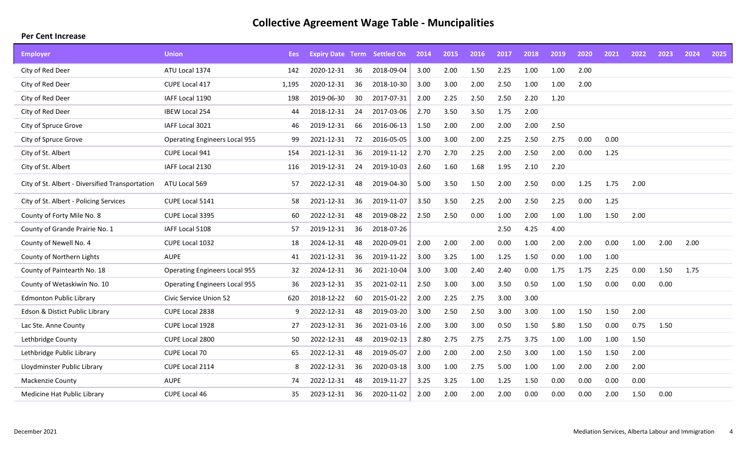# Collective Agreement Wage Table - Muncipalities

**Per Cent Increase**

| Employer | Union | Ees | Expiry Date | Term | Settled On | 2014 | 2015 | 2016 | 2017 | 2018 | 2019 | 2020 | 2021 | 2022 | 2023 | 2024 | 2025 |
|---|---|---|---|---|---|---|---|---|---|---|---|---|---|---|---|---|---|
| City of Red Deer | ATU Local 1374 | 142 | 2020-12-31 | 36 | 2018-09-04 | 3.00 | 2.00 | 1.50 | 2.25 | 1.00 | 1.00 | 2.00 | | | | | |
| City of Red Deer | CUPE Local 417 | 1,195 | 2020-12-31 | 36 | 2018-10-30 | 3.00 | 3.00 | 2.00 | 2.50 | 1.00 | 1.00 | 2.00 | | | | | |
| City of Red Deer | IAFF Local 1190 | 198 | 2019-06-30 | 30 | 2017-07-31 | 2.00 | 2.25 | 2.50 | 2.50 | 2.20 | 1.20 | | | | | | |
| City of Red Deer | IBEW Local 254 | 44 | 2018-12-31 | 24 | 2017-03-06 | 2.70 | 3.50 | 3.50 | 1.75 | 2.00 | | | | | | | |
| City of Spruce Grove | IAFF Local 3021 | 46 | 2019-12-31 | 66 | 2016-06-13 | 1.50 | 2.00 | 2.00 | 2.00 | 2.00 | 2.50 | | | | | | |
| City of Spruce Grove | Operating Engineers Local 955 | 99 | 2021-12-31 | 72 | 2016-05-05 | 3.00 | 3.00 | 2.00 | 2.25 | 2.50 | 2.75 | 0.00 | 0.00 | | | | |
| City of St. Albert | CUPE Local 941 | 154 | 2021-12-31 | 36 | 2019-11-12 | 2.70 | 2.70 | 2.25 | 2.00 | 2.50 | 2.00 | 0.00 | 1.25 | | | | |
| City of St. Albert | IAFF Local 2130 | 116 | 2019-12-31 | 24 | 2019-10-03 | 2.60 | 1.60 | 1.68 | 1.95 | 2.10 | 2.20 | | | | | | |
| City of St. Albert - Diversified Transportation | ATU Local 569 | 57 | 2022-12-31 | 48 | 2019-04-30 | 5.00 | 3.50 | 1.50 | 2.00 | 2.50 | 0.00 | 1.25 | 1.75 | 2.00 | | | |
| City of St. Albert - Policing Services | CUPE Local 5141 | 58 | 2021-12-31 | 36 | 2019-11-07 | 3.50 | 3.50 | 2.25 | 2.00 | 2.50 | 2.25 | 0.00 | 1.25 | | | | |
| County of Forty Mile No. 8 | CUPE Local 3395 | 60 | 2022-12-31 | 48 | 2019-08-22 | 2.50 | 2.50 | 0.00 | 1.00 | 2.00 | 1.00 | 1.00 | 1.50 | 2.00 | | | |
| County of Grande Prairie No. 1 | IAFF Local 5108 | 57 | 2019-12-31 | 36 | 2018-07-26 | | | | 2.50 | 4.25 | 4.00 | | | | | | |
| County of Newell No. 4 | CUPE Local 1032 | 18 | 2024-12-31 | 48 | 2020-09-01 | 2.00 | 2.00 | 2.00 | 0.00 | 1.00 | 2.00 | 2.00 | 0.00 | 1.00 | 2.00 | 2.00 | |
| County of Northern Lights | AUPE | 41 | 2021-12-31 | 36 | 2019-11-22 | 3.00 | 3.25 | 1.00 | 1.25 | 1.50 | 0.00 | 1.00 | 1.00 | | | | |
| County of Paintearth No. 18 | Operating Engineers Local 955 | 32 | 2024-12-31 | 36 | 2021-10-04 | 3.00 | 3.00 | 2.40 | 2.40 | 0.00 | 1.75 | 1.75 | 2.25 | 0.00 | 1.50 | 1.75 | |
| County of Wetaskiwin No. 10 | Operating Engineers Local 955 | 36 | 2023-12-31 | 35 | 2021-02-11 | 2.50 | 3.00 | 3.00 | 3.50 | 0.50 | 1.00 | 1.50 | 0.00 | 0.00 | 0.00 | | |
| Edmonton Public Library | Civic Service Union 52 | 620 | 2018-12-22 | 60 | 2015-01-22 | 2.00 | 2.25 | 2.75 | 3.00 | 3.00 | | | | | | | |
| Edson & Distict Public Library | CUPE Local 2838 | 9 | 2022-12-31 | 48 | 2019-03-20 | 3.00 | 2.50 | 2.50 | 3.00 | 3.00 | 1.00 | 1.50 | 1.50 | 2.00 | | | |
| Lac Ste. Anne County | CUPE Local 1928 | 27 | 2023-12-31 | 36 | 2021-03-16 | 2.00 | 3.00 | 3.00 | 0.50 | 1.50 | $.80 | 1.50 | 0.00 | 0.75 | 1.50 | | |
| Lethbridge County | CUPE Local 2800 | 50 | 2022-12-31 | 48 | 2019-02-13 | 2.80 | 2.75 | 2.75 | 2.75 | 3.75 | 1.00 | 1.00 | 1.00 | 1.50 | | | |
| Lethbridge Public Library | CUPE Local 70 | 65 | 2022-12-31 | 48 | 2019-05-07 | 2.00 | 2.00 | 2.00 | 2.50 | 3.00 | 1.00 | 1.50 | 1.50 | 2.00 | | | |
| Lloydminster Public Library | CUPE Local 2114 | 8 | 2022-12-31 | 36 | 2020-03-18 | 3.00 | 1.00 | 2.75 | 5.00 | 1.00 | 1.00 | 2.00 | 2.00 | 2.00 | | | |
| Mackenzie County | AUPE | 74 | 2022-12-31 | 48 | 2019-11-27 | 3.25 | 3.25 | 1.00 | 1.25 | 1.50 | 0.00 | 0.00 | 0.00 | 0.00 | | | |
| Medicine Hat Public Library | CUPE Local 46 | 35 | 2023-12-31 | 36 | 2020-11-02 | 2.00 | 2.00 | 2.00 | 2.00 | 0.00 | 0.00 | 0.00 | 2.00 | 1.50 | 0.00 | | |

December 2021

Mediation Services, Alberta Labour and Immigration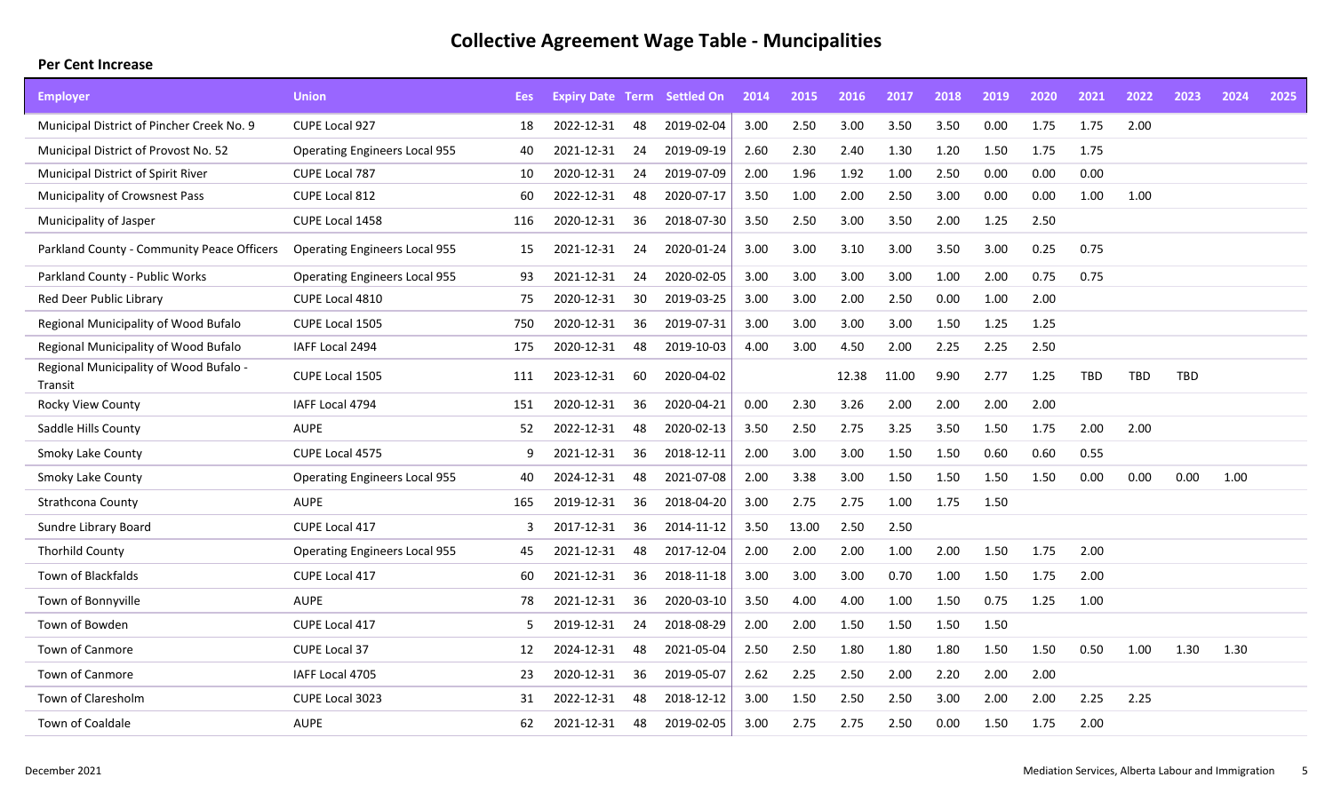# Collective Agreement Wage Table - Muncipalities

**Per Cent Increase**

| Employer | Union | Ees | Expiry Date | Term | Settled On | 2014 | 2015 | 2016 | 2017 | 2018 | 2019 | 2020 | 2021 | 2022 | 2023 | 2024 | 2025 |
|---|---|---|---|---|---|---|---|---|---|---|---|---|---|---|---|---|---|
| Municipal District of Pincher Creek No. 9 | CUPE Local 927 | 18 | 2022-12-31 | 48 | 2019-02-04 | 3.00 | 2.50 | 3.00 | 3.50 | 3.50 | 0.00 | 1.75 | 1.75 | 2.00 | | | |
| Municipal District of Provost No. 52 | Operating Engineers Local 955 | 40 | 2021-12-31 | 24 | 2019-09-19 | 2.60 | 2.30 | 2.40 | 1.30 | 1.20 | 1.50 | 1.75 | 1.75 | | | | |
| Municipal District of Spirit River | CUPE Local 787 | 10 | 2020-12-31 | 24 | 2019-07-09 | 2.00 | 1.96 | 1.92 | 1.00 | 2.50 | 0.00 | 0.00 | 0.00 | | | | |
| Municipality of Crowsnest Pass | CUPE Local 812 | 60 | 2022-12-31 | 48 | 2020-07-17 | 3.50 | 1.00 | 2.00 | 2.50 | 3.00 | 0.00 | 0.00 | 1.00 | 1.00 | | | |
| Municipality of Jasper | CUPE Local 1458 | 116 | 2020-12-31 | 36 | 2018-07-30 | 3.50 | 2.50 | 3.00 | 3.50 | 2.00 | 1.25 | 2.50 | | | | | |
| Parkland County - Community Peace Officers | Operating Engineers Local 955 | 15 | 2021-12-31 | 24 | 2020-01-24 | 3.00 | 3.00 | 3.10 | 3.00 | 3.50 | 3.00 | 0.25 | 0.75 | | | | |
| Parkland County - Public Works | Operating Engineers Local 955 | 93 | 2021-12-31 | 24 | 2020-02-05 | 3.00 | 3.00 | 3.00 | 3.00 | 1.00 | 2.00 | 0.75 | 0.75 | | | | |
| Red Deer Public Library | CUPE Local 4810 | 75 | 2020-12-31 | 30 | 2019-03-25 | 3.00 | 3.00 | 2.00 | 2.50 | 0.00 | 1.00 | 2.00 | | | | | |
| Regional Municipality of Wood Bufalo | CUPE Local 1505 | 750 | 2020-12-31 | 36 | 2019-07-31 | 3.00 | 3.00 | 3.00 | 3.00 | 1.50 | 1.25 | 1.25 | | | | | |
| Regional Municipality of Wood Bufalo | IAFF Local 2494 | 175 | 2020-12-31 | 48 | 2019-10-03 | 4.00 | 3.00 | 4.50 | 2.00 | 2.25 | 2.25 | 2.50 | | | | | |
| Regional Municipality of Wood Bufalo - Transit | CUPE Local 1505 | 111 | 2023-12-31 | 60 | 2020-04-02 | | | 12.38 | 11.00 | 9.90 | 2.77 | 1.25 | TBD | TBD | TBD | | |
| Rocky View County | IAFF Local 4794 | 151 | 2020-12-31 | 36 | 2020-04-21 | 0.00 | 2.30 | 3.26 | 2.00 | 2.00 | 2.00 | 2.00 | | | | | |
| Saddle Hills County | AUPE | 52 | 2022-12-31 | 48 | 2020-02-13 | 3.50 | 2.50 | 2.75 | 3.25 | 3.50 | 1.50 | 1.75 | 2.00 | 2.00 | | | |
| Smoky Lake County | CUPE Local 4575 | 9 | 2021-12-31 | 36 | 2018-12-11 | 2.00 | 3.00 | 3.00 | 1.50 | 1.50 | 0.60 | 0.60 | 0.55 | | | | |
| Smoky Lake County | Operating Engineers Local 955 | 40 | 2024-12-31 | 48 | 2021-07-08 | 2.00 | 3.38 | 3.00 | 1.50 | 1.50 | 1.50 | 1.50 | 0.00 | 0.00 | 0.00 | 1.00 | |
| Strathcona County | AUPE | 165 | 2019-12-31 | 36 | 2018-04-20 | 3.00 | 2.75 | 2.75 | 1.00 | 1.75 | 1.50 | | | | | | |
| Sundre Library Board | CUPE Local 417 | 3 | 2017-12-31 | 36 | 2014-11-12 | 3.50 | 13.00 | 2.50 | 2.50 | | | | | | | | |
| Thorhild County | Operating Engineers Local 955 | 45 | 2021-12-31 | 48 | 2017-12-04 | 2.00 | 2.00 | 2.00 | 1.00 | 2.00 | 1.50 | 1.75 | 2.00 | | | | |
| Town of Blackfalds | CUPE Local 417 | 60 | 2021-12-31 | 36 | 2018-11-18 | 3.00 | 3.00 | 3.00 | 0.70 | 1.00 | 1.50 | 1.75 | 2.00 | | | | |
| Town of Bonnyville | AUPE | 78 | 2021-12-31 | 36 | 2020-03-10 | 3.50 | 4.00 | 4.00 | 1.00 | 1.50 | 0.75 | 1.25 | 1.00 | | | | |
| Town of Bowden | CUPE Local 417 | 5 | 2019-12-31 | 24 | 2018-08-29 | 2.00 | 2.00 | 1.50 | 1.50 | 1.50 | 1.50 | | | | | | |
| Town of Canmore | CUPE Local 37 | 12 | 2024-12-31 | 48 | 2021-05-04 | 2.50 | 2.50 | 1.80 | 1.80 | 1.80 | 1.50 | 1.50 | 0.50 | 1.00 | 1.30 | 1.30 | |
| Town of Canmore | IAFF Local 4705 | 23 | 2020-12-31 | 36 | 2019-05-07 | 2.62 | 2.25 | 2.50 | 2.00 | 2.20 | 2.00 | 2.00 | | | | | |
| Town of Claresholm | CUPE Local 3023 | 31 | 2022-12-31 | 48 | 2018-12-12 | 3.00 | 1.50 | 2.50 | 2.50 | 3.00 | 2.00 | 2.00 | 2.25 | 2.25 | | | |
| Town of Coaldale | AUPE | 62 | 2021-12-31 | 48 | 2019-02-05 | 3.00 | 2.75 | 2.75 | 2.50 | 0.00 | 1.50 | 1.75 | 2.00 | | | | |

December 2021

Mediation Services, Alberta Labour and Immigration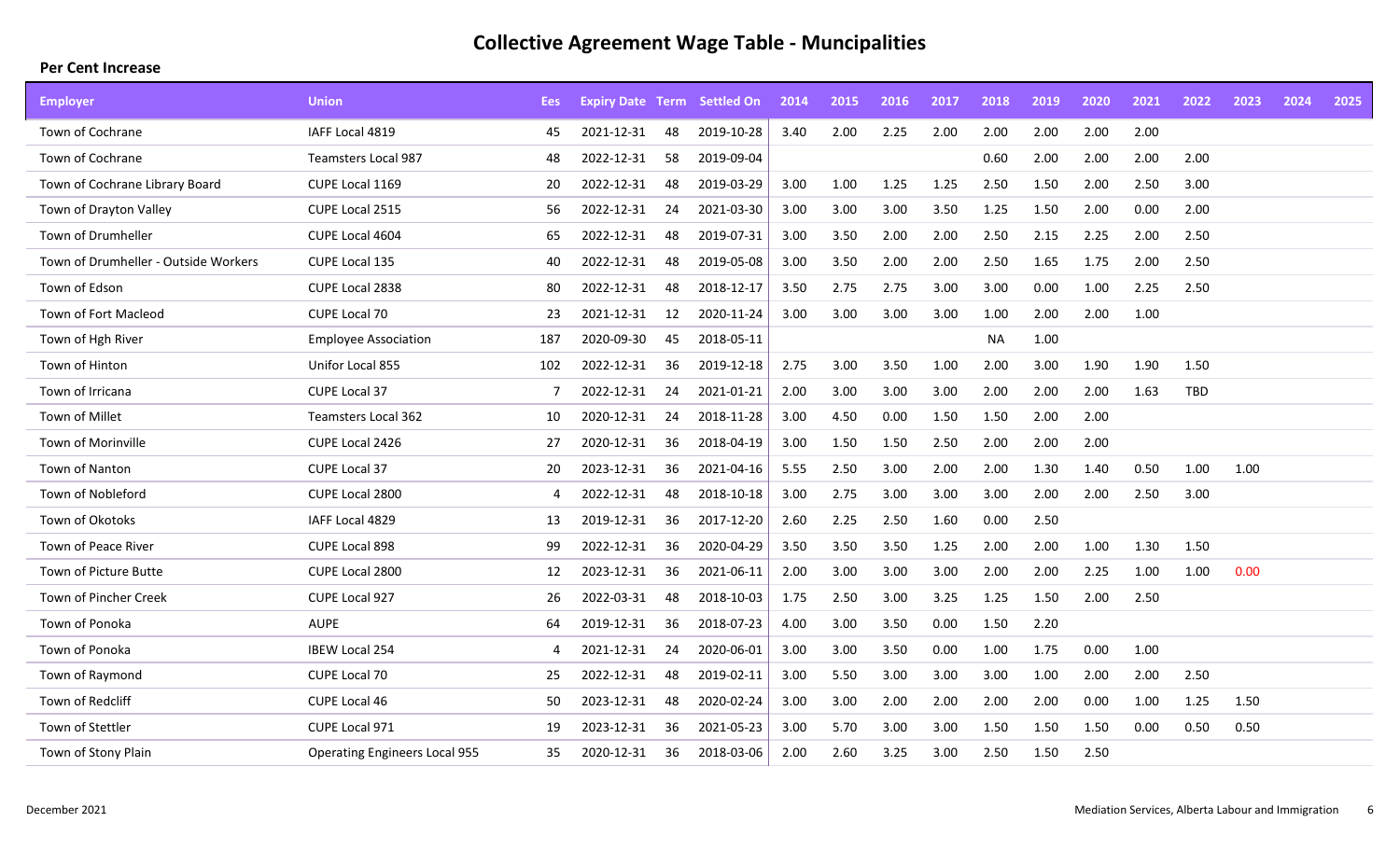# Collective Agreement Wage Table - Muncipalities

**Per Cent Increase**

| Employer | Union | Ees | Expiry Date | Term | Settled On | 2014 | 2015 | 2016 | 2017 | 2018 | 2019 | 2020 | 2021 | 2022 | 2023 | 2024 | 2025 |
|---|---|---|---|---|---|---|---|---|---|---|---|---|---|---|---|---|---|
| Town of Cochrane | IAFF Local 4819 | 45 | 2021-12-31 | 48 | 2019-10-28 | 3.40 | 2.00 | 2.25 | 2.00 | 2.00 | 2.00 | 2.00 | 2.00 | | | | |
| Town of Cochrane | Teamsters Local 987 | 48 | 2022-12-31 | 58 | 2019-09-04 | | | | | 0.60 | 2.00 | 2.00 | 2.00 | 2.00 | | | |
| Town of Cochrane Library Board | CUPE Local 1169 | 20 | 2022-12-31 | 48 | 2019-03-29 | 3.00 | 1.00 | 1.25 | 1.25 | 2.50 | 1.50 | 2.00 | 2.50 | 3.00 | | | |
| Town of Drayton Valley | CUPE Local 2515 | 56 | 2022-12-31 | 24 | 2021-03-30 | 3.00 | 3.00 | 3.00 | 3.50 | 1.25 | 1.50 | 2.00 | 0.00 | 2.00 | | | |
| Town of Drumheller | CUPE Local 4604 | 65 | 2022-12-31 | 48 | 2019-07-31 | 3.00 | 3.50 | 2.00 | 2.00 | 2.50 | 2.15 | 2.25 | 2.00 | 2.50 | | | |
| Town of Drumheller - Outside Workers | CUPE Local 135 | 40 | 2022-12-31 | 48 | 2019-05-08 | 3.00 | 3.50 | 2.00 | 2.00 | 2.50 | 1.65 | 1.75 | 2.00 | 2.50 | | | |
| Town of Edson | CUPE Local 2838 | 80 | 2022-12-31 | 48 | 2018-12-17 | 3.50 | 2.75 | 2.75 | 3.00 | 3.00 | 0.00 | 1.00 | 2.25 | 2.50 | | | |
| Town of Fort Macleod | CUPE Local 70 | 23 | 2021-12-31 | 12 | 2020-11-24 | 3.00 | 3.00 | 3.00 | 3.00 | 1.00 | 2.00 | 2.00 | 1.00 | | | | |
| Town of Hgh River | Employee Association | 187 | 2020-09-30 | 45 | 2018-05-11 | | | | | NA | 1.00 | | | | | | |
| Town of Hinton | Unifor Local 855 | 102 | 2022-12-31 | 36 | 2019-12-18 | 2.75 | 3.00 | 3.50 | 1.00 | 2.00 | 3.00 | 1.90 | 1.90 | 1.50 | | | |
| Town of Irricana | CUPE Local 37 | 7 | 2022-12-31 | 24 | 2021-01-21 | 2.00 | 3.00 | 3.00 | 3.00 | 2.00 | 2.00 | 2.00 | 1.63 | TBD | | | |
| Town of Millet | Teamsters Local 362 | 10 | 2020-12-31 | 24 | 2018-11-28 | 3.00 | 4.50 | 0.00 | 1.50 | 1.50 | 2.00 | 2.00 | | | | | |
| Town of Morinville | CUPE Local 2426 | 27 | 2020-12-31 | 36 | 2018-04-19 | 3.00 | 1.50 | 1.50 | 2.50 | 2.00 | 2.00 | 2.00 | | | | | |
| Town of Nanton | CUPE Local 37 | 20 | 2023-12-31 | 36 | 2021-04-16 | 5.55 | 2.50 | 3.00 | 2.00 | 2.00 | 1.30 | 1.40 | 0.50 | 1.00 | 1.00 | | |
| Town of Nobleford | CUPE Local 2800 | 4 | 2022-12-31 | 48 | 2018-10-18 | 3.00 | 2.75 | 3.00 | 3.00 | 3.00 | 2.00 | 2.00 | 2.50 | 3.00 | | | |
| Town of Okotoks | IAFF Local 4829 | 13 | 2019-12-31 | 36 | 2017-12-20 | 2.60 | 2.25 | 2.50 | 1.60 | 0.00 | 2.50 | | | | | | |
| Town of Peace River | CUPE Local 898 | 99 | 2022-12-31 | 36 | 2020-04-29 | 3.50 | 3.50 | 3.50 | 1.25 | 2.00 | 2.00 | 1.00 | 1.30 | 1.50 | | | |
| Town of Picture Butte | CUPE Local 2800 | 12 | 2023-12-31 | 36 | 2021-06-11 | 2.00 | 3.00 | 3.00 | 3.00 | 2.00 | 2.00 | 2.25 | 1.00 | 1.00 | 0.00 | | |
| Town of Pincher Creek | CUPE Local 927 | 26 | 2022-03-31 | 48 | 2018-10-03 | 1.75 | 2.50 | 3.00 | 3.25 | 1.25 | 1.50 | 2.00 | 2.50 | | | | |
| Town of Ponoka | AUPE | 64 | 2019-12-31 | 36 | 2018-07-23 | 4.00 | 3.00 | 3.50 | 0.00 | 1.50 | 2.20 | | | | | | |
| Town of Ponoka | IBEW Local 254 | 4 | 2021-12-31 | 24 | 2020-06-01 | 3.00 | 3.00 | 3.50 | 0.00 | 1.00 | 1.75 | 0.00 | 1.00 | | | | |
| Town of Raymond | CUPE Local 70 | 25 | 2022-12-31 | 48 | 2019-02-11 | 3.00 | 5.50 | 3.00 | 3.00 | 3.00 | 1.00 | 2.00 | 2.00 | 2.50 | | | |
| Town of Redcliff | CUPE Local 46 | 50 | 2023-12-31 | 48 | 2020-02-24 | 3.00 | 3.00 | 2.00 | 2.00 | 2.00 | 2.00 | 0.00 | 1.00 | 1.25 | 1.50 | | |
| Town of Stettler | CUPE Local 971 | 19 | 2023-12-31 | 36 | 2021-05-23 | 3.00 | 5.70 | 3.00 | 3.00 | 1.50 | 1.50 | 1.50 | 0.00 | 0.50 | 0.50 | | |
| Town of Stony Plain | Operating Engineers Local 955 | 35 | 2020-12-31 | 36 | 2018-03-06 | 2.00 | 2.60 | 3.25 | 3.00 | 2.50 | 1.50 | 2.50 | | | | | |

December 2021 — Mediation Services, Alberta Labour and Immigration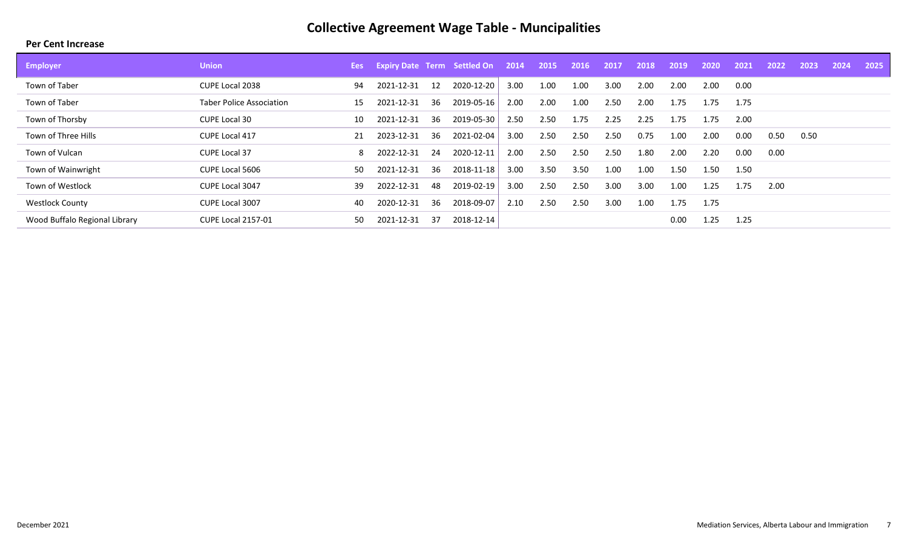# Collective Agreement Wage Table - Muncipalities

**Per Cent Increase**

| Employer | Union | Ees | Expiry Date | Term | Settled On | 2014 | 2015 | 2016 | 2017 | 2018 | 2019 | 2020 | 2021 | 2022 | 2023 | 2024 | 2025 |
|---|---|---|---|---|---|---|---|---|---|---|---|---|---|---|---|---|---|
| Town of Taber | CUPE Local 2038 | 94 | 2021-12-31 | 12 | 2020-12-20 | 3.00 | 1.00 | 1.00 | 3.00 | 2.00 | 2.00 | 2.00 | 0.00 | | | | |
| Town of Taber | Taber Police Association | 15 | 2021-12-31 | 36 | 2019-05-16 | 2.00 | 2.00 | 1.00 | 2.50 | 2.00 | 1.75 | 1.75 | 1.75 | | | | |
| Town of Thorsby | CUPE Local 30 | 10 | 2021-12-31 | 36 | 2019-05-30 | 2.50 | 2.50 | 1.75 | 2.25 | 2.25 | 1.75 | 1.75 | 2.00 | | | | |
| Town of Three Hills | CUPE Local 417 | 21 | 2023-12-31 | 36 | 2021-02-04 | 3.00 | 2.50 | 2.50 | 2.50 | 0.75 | 1.00 | 2.00 | 0.00 | 0.50 | 0.50 | | |
| Town of Vulcan | CUPE Local 37 | 8 | 2022-12-31 | 24 | 2020-12-11 | 2.00 | 2.50 | 2.50 | 2.50 | 1.80 | 2.00 | 2.20 | 0.00 | 0.00 | | | |
| Town of Wainwright | CUPE Local 5606 | 50 | 2021-12-31 | 36 | 2018-11-18 | 3.00 | 3.50 | 3.50 | 1.00 | 1.00 | 1.50 | 1.50 | 1.50 | | | | |
| Town of Westlock | CUPE Local 3047 | 39 | 2022-12-31 | 48 | 2019-02-19 | 3.00 | 2.50 | 2.50 | 3.00 | 3.00 | 1.00 | 1.25 | 1.75 | 2.00 | | | |
| Westlock County | CUPE Local 3007 | 40 | 2020-12-31 | 36 | 2018-09-07 | 2.10 | 2.50 | 2.50 | 3.00 | 1.00 | 1.75 | 1.75 | | | | | |
| Wood Buffalo Regional Library | CUPE Local 2157-01 | 50 | 2021-12-31 | 37 | 2018-12-14 | | | | | | 0.00 | 1.25 | 1.25 | | | | |

December 2021 Mediation Services, Alberta Labour and Immigration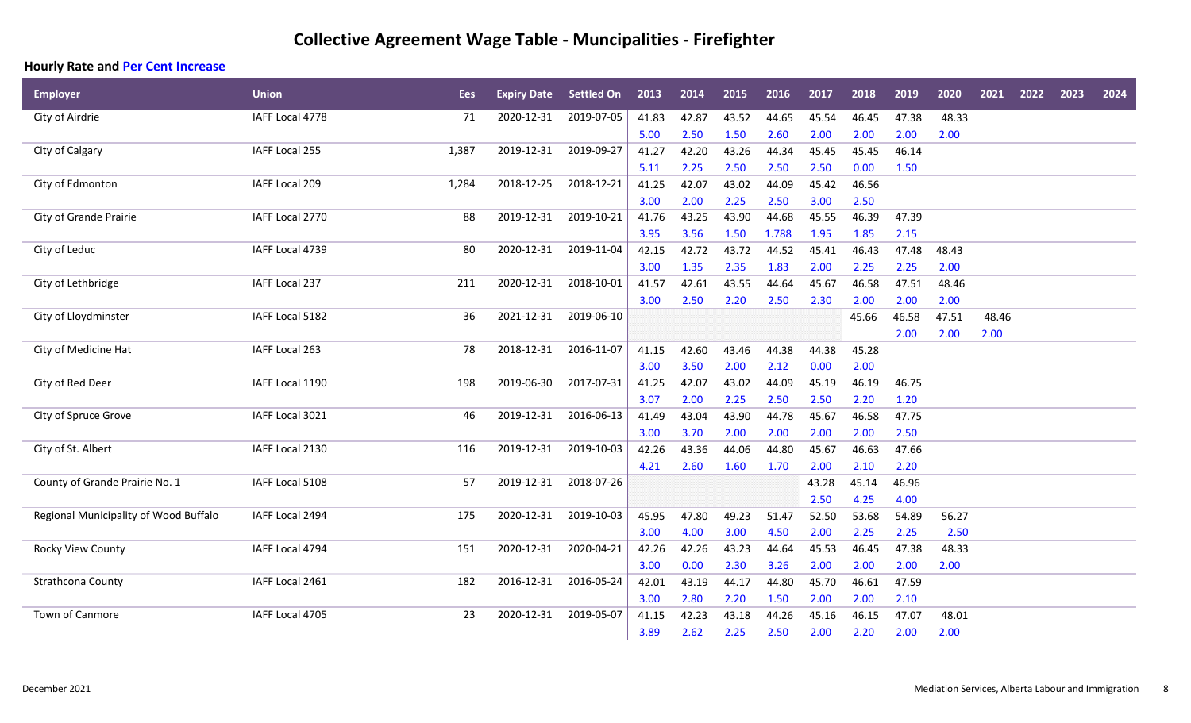# Collective Agreement Wage Table - Muncipalities - Firefighter

**Hourly Rate and Per Cent Increase**

| Employer | Union | Ees | Expiry Date | Settled On | 2013 | 2014 | 2015 | 2016 | 2017 | 2018 | 2019 | 2020 | 2021 | 2022 | 2023 | 2024 |
|---|---|---|---|---|---|---|---|---|---|---|---|---|---|---|---|---|
| City of Airdrie | IAFF Local 4778 | 71 | 2020-12-31 | 2019-07-05 | 41.83 | 42.87 | 43.52 | 44.65 | 45.54 | 46.45 | 47.38 | 48.33 | | | | |
| | | | | | 5.00 | 2.50 | 1.50 | 2.60 | 2.00 | 2.00 | 2.00 | 2.00 | | | | |
| City of Calgary | IAFF Local 255 | 1,387 | 2019-12-31 | 2019-09-27 | 41.27 | 42.20 | 43.26 | 44.34 | 45.45 | 45.45 | 46.14 | | | | | |
| | | | | | 5.11 | 2.25 | 2.50 | 2.50 | 2.50 | 0.00 | 1.50 | | | | | |
| City of Edmonton | IAFF Local 209 | 1,284 | 2018-12-25 | 2018-12-21 | 41.25 | 42.07 | 43.02 | 44.09 | 45.42 | 46.56 | | | | | | |
| | | | | | 3.00 | 2.00 | 2.25 | 2.50 | 3.00 | 2.50 | | | | | | |
| City of Grande Prairie | IAFF Local 2770 | 88 | 2019-12-31 | 2019-10-21 | 41.76 | 43.25 | 43.90 | 44.68 | 45.55 | 46.39 | 47.39 | | | | | |
| | | | | | 3.95 | 3.56 | 1.50 | 1.788 | 1.95 | 1.85 | 2.15 | | | | | |
| City of Leduc | IAFF Local 4739 | 80 | 2020-12-31 | 2019-11-04 | 42.15 | 42.72 | 43.72 | 44.52 | 45.41 | 46.43 | 47.48 | 48.43 | | | | |
| | | | | | 3.00 | 1.35 | 2.35 | 1.83 | 2.00 | 2.25 | 2.25 | 2.00 | | | | |
| City of Lethbridge | IAFF Local 237 | 211 | 2020-12-31 | 2018-10-01 | 41.57 | 42.61 | 43.55 | 44.64 | 45.67 | 46.58 | 47.51 | 48.46 | | | | |
| | | | | | 3.00 | 2.50 | 2.20 | 2.50 | 2.30 | 2.00 | 2.00 | 2.00 | | | | |
| City of Lloydminster | IAFF Local 5182 | 36 | 2021-12-31 | 2019-06-10 | | | | | | 45.66 | 46.58 | 47.51 | 48.46 | | | |
| | | | | | | | | | | | 2.00 | 2.00 | 2.00 | | | |
| City of Medicine Hat | IAFF Local 263 | 78 | 2018-12-31 | 2016-11-07 | 41.15 | 42.60 | 43.46 | 44.38 | 44.38 | 45.28 | | | | | | |
| | | | | | 3.00 | 3.50 | 2.00 | 2.12 | 0.00 | 2.00 | | | | | | |
| City of Red Deer | IAFF Local 1190 | 198 | 2019-06-30 | 2017-07-31 | 41.25 | 42.07 | 43.02 | 44.09 | 45.19 | 46.19 | 46.75 | | | | | |
| | | | | | 3.07 | 2.00 | 2.25 | 2.50 | 2.50 | 2.20 | 1.20 | | | | | |
| City of Spruce Grove | IAFF Local 3021 | 46 | 2019-12-31 | 2016-06-13 | 41.49 | 43.04 | 43.90 | 44.78 | 45.67 | 46.58 | 47.75 | | | | | |
| | | | | | 3.00 | 3.70 | 2.00 | 2.00 | 2.00 | 2.00 | 2.50 | | | | | |
| City of St. Albert | IAFF Local 2130 | 116 | 2019-12-31 | 2019-10-03 | 42.26 | 43.36 | 44.06 | 44.80 | 45.67 | 46.63 | 47.66 | | | | | |
| | | | | | 4.21 | 2.60 | 1.60 | 1.70 | 2.00 | 2.10 | 2.20 | | | | | |
| County of Grande Prairie No. 1 | IAFF Local 5108 | 57 | 2019-12-31 | 2018-07-26 | | | | | 43.28 | 45.14 | 46.96 | | | | | |
| | | | | | | | | | 2.50 | 4.25 | 4.00 | | | | | |
| Regional Municipality of Wood Buffalo | IAFF Local 2494 | 175 | 2020-12-31 | 2019-10-03 | 45.95 | 47.80 | 49.23 | 51.47 | 52.50 | 53.68 | 54.89 | 56.27 | | | | |
| | | | | | 3.00 | 4.00 | 3.00 | 4.50 | 2.00 | 2.25 | 2.25 | 2.50 | | | | |
| Rocky View County | IAFF Local 4794 | 151 | 2020-12-31 | 2020-04-21 | 42.26 | 42.26 | 43.23 | 44.64 | 45.53 | 46.45 | 47.38 | 48.33 | | | | |
| | | | | | 3.00 | 0.00 | 2.30 | 3.26 | 2.00 | 2.00 | 2.00 | 2.00 | | | | |
| Strathcona County | IAFF Local 2461 | 182 | 2016-12-31 | 2016-05-24 | 42.01 | 43.19 | 44.17 | 44.80 | 45.70 | 46.61 | 47.59 | | | | | |
| | | | | | 3.00 | 2.80 | 2.20 | 1.50 | 2.00 | 2.00 | 2.10 | | | | | |
| Town of Canmore | IAFF Local 4705 | 23 | 2020-12-31 | 2019-05-07 | 41.15 | 42.23 | 43.18 | 44.26 | 45.16 | 46.15 | 47.07 | 48.01 | | | | |
| | | | | | 3.89 | 2.62 | 2.25 | 2.50 | 2.00 | 2.20 | 2.00 | 2.00 | | | | |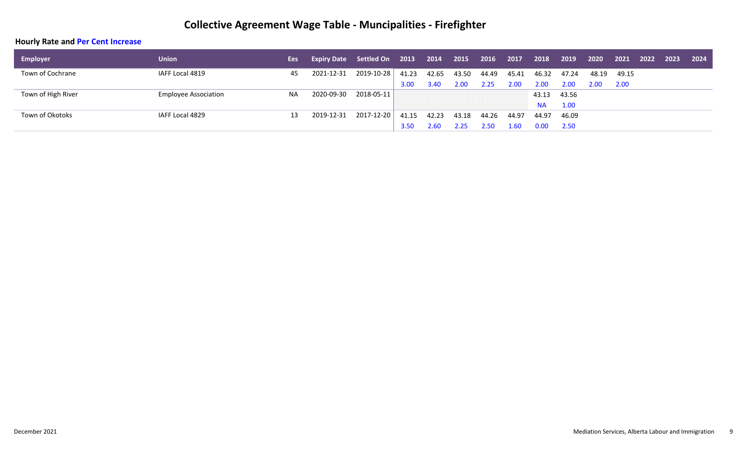# Collective Agreement Wage Table - Muncipalities - Firefighter

**Hourly Rate and Per Cent Increase**

| Employer | Union | Ees | Expiry Date | Settled On | 2013 | 2014 | 2015 | 2016 | 2017 | 2018 | 2019 | 2020 | 2021 | 2022 | 2023 | 2024 |
|---|---|---|---|---|---|---|---|---|---|---|---|---|---|---|---|---|
| Town of Cochrane | IAFF Local 4819 | 45 | 2021-12-31 | 2019-10-28 | 41.23 | 42.65 | 43.50 | 44.49 | 45.41 | 46.32 | 47.24 | 48.19 | 49.15 | | | |
| | | | | | 3.00 | 3.40 | 2.00 | 2.25 | 2.00 | 2.00 | 2.00 | 2.00 | 2.00 | | | |
| Town of High River | Employee Association | NA | 2020-09-30 | 2018-05-11 | | | | | | 43.13 | 43.56 | | | | | |
| | | | | | | | | | | NA | 1.00 | | | | | |
| Town of Okotoks | IAFF Local 4829 | 13 | 2019-12-31 | 2017-12-20 | 41.15 | 42.23 | 43.18 | 44.26 | 44.97 | 44.97 | 46.09 | | | | | |
| | | | | | 3.50 | 2.60 | 2.25 | 2.50 | 1.60 | 0.00 | 2.50 | | | | | |

December 2021

Mediation Services, Alberta Labour and Immigration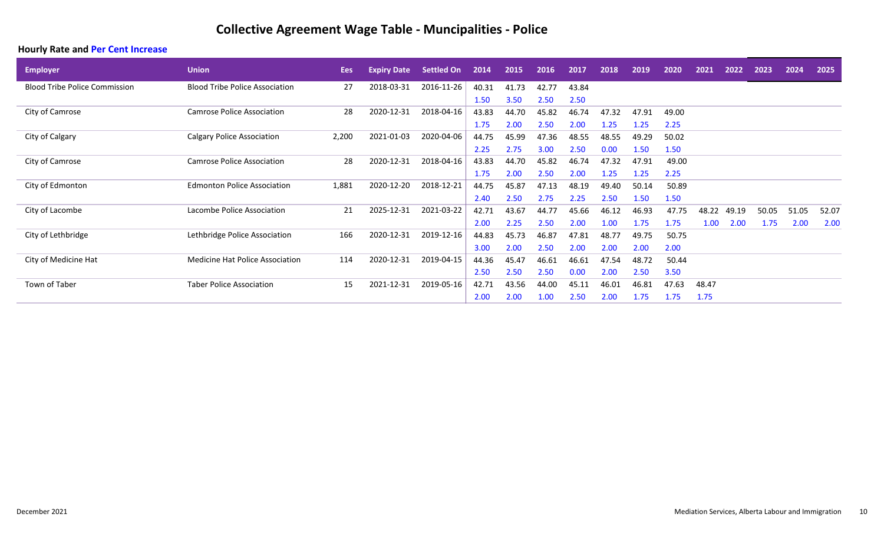# Collective Agreement Wage Table - Muncipalities - Police

**Hourly Rate and Per Cent Increase**

| Employer | Union | Ees | Expiry Date | Settled On | 2014 | 2015 | 2016 | 2017 | 2018 | 2019 | 2020 | 2021 | 2022 | 2023 | 2024 | 2025 |
|---|---|---|---|---|---|---|---|---|---|---|---|---|---|---|---|---|
| Blood Tribe Police Commission | Blood Tribe Police Association | 27 | 2018-03-31 | 2016-11-26 | 40.31 | 41.73 | 42.77 | 43.84 | | | | | | | | |
| | | | | | 1.50 | 3.50 | 2.50 | 2.50 | | | | | | | | |
| City of Camrose | Camrose Police Association | 28 | 2020-12-31 | 2018-04-16 | 43.83 | 44.70 | 45.82 | 46.74 | 47.32 | 47.91 | 49.00 | | | | | |
| | | | | | 1.75 | 2.00 | 2.50 | 2.00 | 1.25 | 1.25 | 2.25 | | | | | |
| City of Calgary | Calgary Police Association | 2,200 | 2021-01-03 | 2020-04-06 | 44.75 | 45.99 | 47.36 | 48.55 | 48.55 | 49.29 | 50.02 | | | | | |
| | | | | | 2.25 | 2.75 | 3.00 | 2.50 | 0.00 | 1.50 | 1.50 | | | | | |
| City of Camrose | Camrose Police Association | 28 | 2020-12-31 | 2018-04-16 | 43.83 | 44.70 | 45.82 | 46.74 | 47.32 | 47.91 | 49.00 | | | | | |
| | | | | | 1.75 | 2.00 | 2.50 | 2.00 | 1.25 | 1.25 | 2.25 | | | | | |
| City of Edmonton | Edmonton Police Association | 1,881 | 2020-12-20 | 2018-12-21 | 44.75 | 45.87 | 47.13 | 48.19 | 49.40 | 50.14 | 50.89 | | | | | |
| | | | | | 2.40 | 2.50 | 2.75 | 2.25 | 2.50 | 1.50 | 1.50 | | | | | |
| City of Lacombe | Lacombe Police Association | 21 | 2025-12-31 | 2021-03-22 | 42.71 | 43.67 | 44.77 | 45.66 | 46.12 | 46.93 | 47.75 | 48.22 | 49.19 | 50.05 | 51.05 | 52.07 |
| | | | | | 2.00 | 2.25 | 2.50 | 2.00 | 1.00 | 1.75 | 1.75 | 1.00 | 2.00 | 1.75 | 2.00 | 2.00 |
| City of Lethbridge | Lethbridge Police Association | 166 | 2020-12-31 | 2019-12-16 | 44.83 | 45.73 | 46.87 | 47.81 | 48.77 | 49.75 | 50.75 | | | | | |
| | | | | | 3.00 | 2.00 | 2.50 | 2.00 | 2.00 | 2.00 | 2.00 | | | | | |
| City of Medicine Hat | Medicine Hat Police Association | 114 | 2020-12-31 | 2019-04-15 | 44.36 | 45.47 | 46.61 | 46.61 | 47.54 | 48.72 | 50.44 | | | | | |
| | | | | | 2.50 | 2.50 | 2.50 | 0.00 | 2.00 | 2.50 | 3.50 | | | | | |
| Town of Taber | Taber Police Association | 15 | 2021-12-31 | 2019-05-16 | 42.71 | 43.56 | 44.00 | 45.11 | 46.01 | 46.81 | 47.63 | 48.47 | | | | |
| | | | | | 2.00 | 2.00 | 1.00 | 2.50 | 2.00 | 1.75 | 1.75 | 1.75 | | | | |

December 2021

Mediation Services, Alberta Labour and Immigration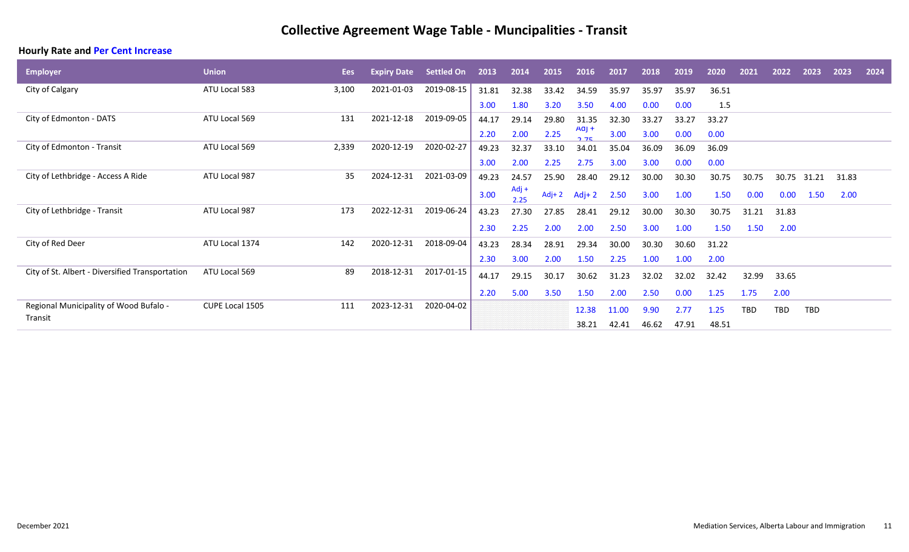# Collective Agreement Wage Table - Muncipalities - Transit

**Hourly Rate and Per Cent Increase**

| Employer | Union | Ees | Expiry Date | Settled On | 2013 | 2014 | 2015 | 2016 | 2017 | 2018 | 2019 | 2020 | 2021 | 2022 | 2023 | 2023 | 2024 |
|---|---|---|---|---|---|---|---|---|---|---|---|---|---|---|---|---|---|
| City of Calgary | ATU Local 583 | 3,100 | 2021-01-03 | 2019-08-15 | 31.81 | 32.38 | 33.42 | 34.59 | 35.97 | 35.97 | 35.97 | 36.51 | | | | | |
| | | | | | 3.00 | 1.80 | 3.20 | 3.50 | 4.00 | 0.00 | 0.00 | 1.5 | | | | | |
| City of Edmonton - DATS | ATU Local 569 | 131 | 2021-12-18 | 2019-09-05 | 44.17 | 29.14 | 29.80 | 31.35 | 32.30 | 33.27 | 33.27 | 33.27 | | | | | |
| | | | | | 2.20 | 2.00 | 2.25 | Adj + 2.75 | 3.00 | 3.00 | 0.00 | 0.00 | | | | | |
| City of Edmonton - Transit | ATU Local 569 | 2,339 | 2020-12-19 | 2020-02-27 | 49.23 | 32.37 | 33.10 | 34.01 | 35.04 | 36.09 | 36.09 | 36.09 | | | | | |
| | | | | | 3.00 | 2.00 | 2.25 | 2.75 | 3.00 | 3.00 | 0.00 | 0.00 | | | | | |
| City of Lethbridge - Access A Ride | ATU Local 987 | 35 | 2024-12-31 | 2021-03-09 | 49.23 | 24.57 | 25.90 | 28.40 | 29.12 | 30.00 | 30.30 | 30.75 | 30.75 | 30.75 | 31.21 | 31.83 | |
| | | | | | 3.00 | Adj + 2.25 | Adj+ 2 | Adj+ 2 | 2.50 | 3.00 | 1.00 | 1.50 | 0.00 | 0.00 | 1.50 | 2.00 | |
| City of Lethbridge - Transit | ATU Local 987 | 173 | 2022-12-31 | 2019-06-24 | 43.23 | 27.30 | 27.85 | 28.41 | 29.12 | 30.00 | 30.30 | 30.75 | 31.21 | 31.83 | | | |
| | | | | | 2.30 | 2.25 | 2.00 | 2.00 | 2.50 | 3.00 | 1.00 | 1.50 | 1.50 | 2.00 | | | |
| City of Red Deer | ATU Local 1374 | 142 | 2020-12-31 | 2018-09-04 | 43.23 | 28.34 | 28.91 | 29.34 | 30.00 | 30.30 | 30.60 | 31.22 | | | | | |
| | | | | | 2.30 | 3.00 | 2.00 | 1.50 | 2.25 | 1.00 | 1.00 | 2.00 | | | | | |
| City of St. Albert - Diversified Transportation | ATU Local 569 | 89 | 2018-12-31 | 2017-01-15 | 44.17 | 29.15 | 30.17 | 30.62 | 31.23 | 32.02 | 32.02 | 32.42 | 32.99 | 33.65 | | | |
| | | | | | 2.20 | 5.00 | 3.50 | 1.50 | 2.00 | 2.50 | 0.00 | 1.25 | 1.75 | 2.00 | | | |
| Regional Municipality of Wood Bufalo - Transit | CUPE Local 1505 | 111 | 2023-12-31 | 2020-04-02 | | | | 12.38 | 11.00 | 9.90 | 2.77 | 1.25 | TBD | TBD | TBD | | |
| | | | | | | | | 38.21 | 42.41 | 46.62 | 47.91 | 48.51 | | | | | |

December 2021

Mediation Services, Alberta Labour and Immigration